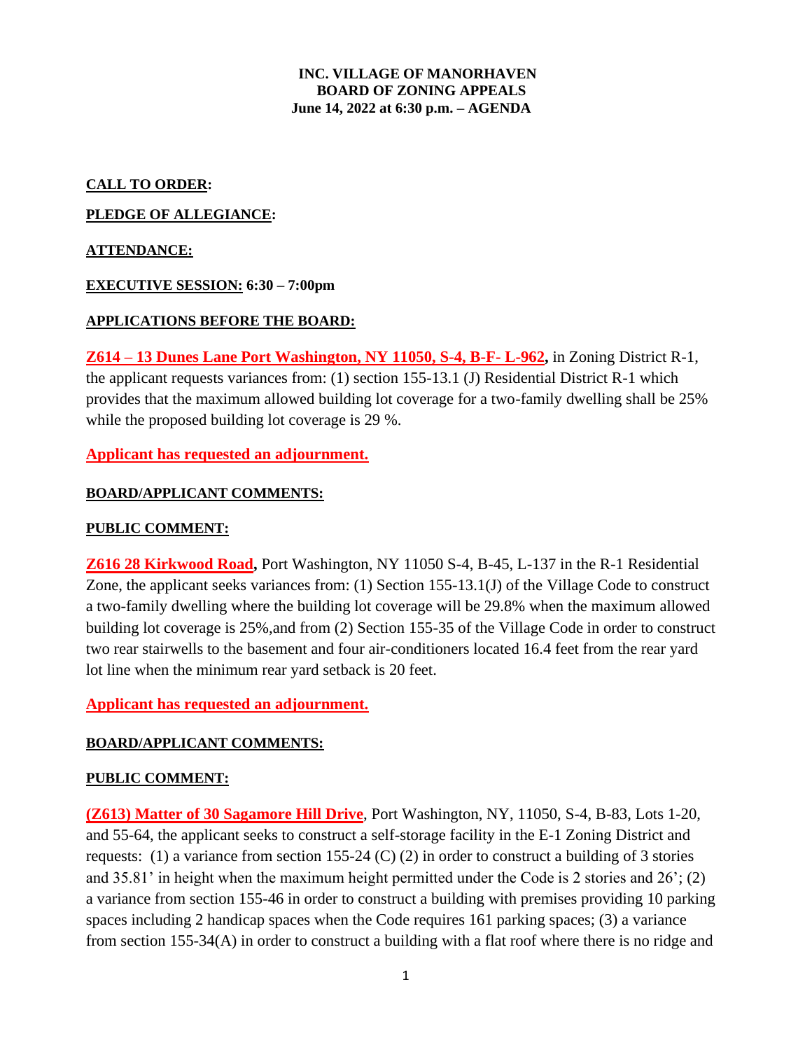**INC. VILLAGE OF MANORHAVEN**
**BOARD OF ZONING APPEALS**
**June 14, 2022 at 6:30 p.m. – AGENDA**

**CALL TO ORDER:**

**PLEDGE OF ALLEGIANCE:**

**ATTENDANCE:**

**EXECUTIVE SESSION: 6:30 – 7:00pm**

**APPLICATIONS BEFORE THE BOARD:**

**Z614 – 13 Dunes Lane Port Washington, NY 11050, S-4, B-F- L-962,** in Zoning District R-1, the applicant requests variances from: (1) section 155-13.1 (J) Residential District R-1 which provides that the maximum allowed building lot coverage for a two-family dwelling shall be 25% while the proposed building lot coverage is 29 %.

**Applicant has requested an adjournment.**

**BOARD/APPLICANT COMMENTS:**

**PUBLIC COMMENT:**

**Z616 28 Kirkwood Road,** Port Washington, NY 11050 S-4, B-45, L-137 in the R-1 Residential Zone, the applicant seeks variances from: (1) Section 155-13.1(J) of the Village Code to construct a two-family dwelling where the building lot coverage will be 29.8% when the maximum allowed building lot coverage is 25%,and from (2) Section 155-35 of the Village Code in order to construct two rear stairwells to the basement and four air-conditioners located 16.4 feet from the rear yard lot line when the minimum rear yard setback is 20 feet.

**Applicant has requested an adjournment.**

**BOARD/APPLICANT COMMENTS:**

**PUBLIC COMMENT:**

**(Z613) Matter of 30 Sagamore Hill Drive**, Port Washington, NY, 11050, S-4, B-83, Lots 1-20, and 55-64, the applicant seeks to construct a self-storage facility in the E-1 Zoning District and requests: (1) a variance from section 155-24 (C) (2) in order to construct a building of 3 stories and 35.81' in height when the maximum height permitted under the Code is 2 stories and 26'; (2) a variance from section 155-46 in order to construct a building with premises providing 10 parking spaces including 2 handicap spaces when the Code requires 161 parking spaces; (3) a variance from section 155-34(A) in order to construct a building with a flat roof where there is no ridge and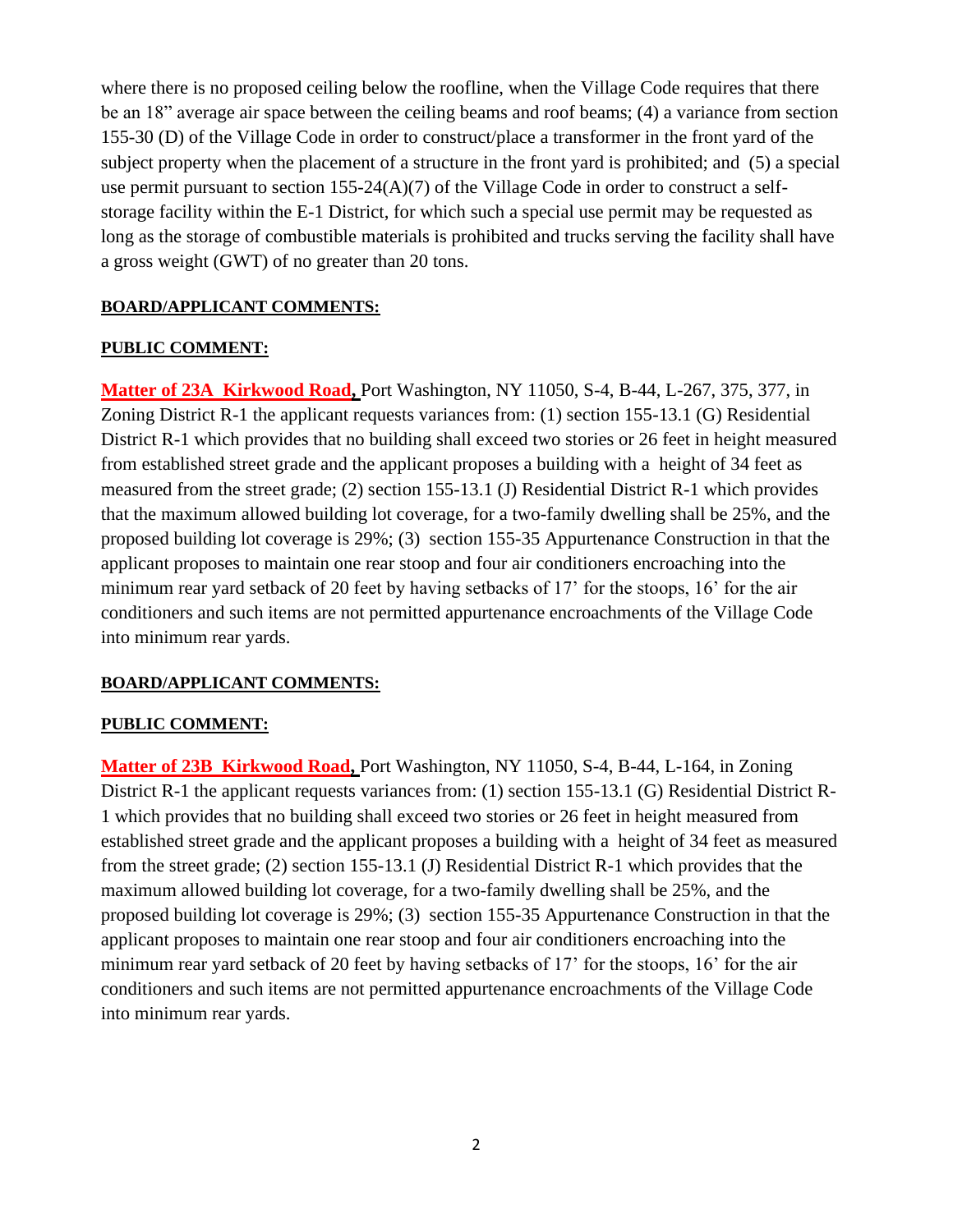where there is no proposed ceiling below the roofline, when the Village Code requires that there be an 18" average air space between the ceiling beams and roof beams; (4) a variance from section 155-30 (D) of the Village Code in order to construct/place a transformer in the front yard of the subject property when the placement of a structure in the front yard is prohibited; and (5) a special use permit pursuant to section 155-24(A)(7) of the Village Code in order to construct a self-storage facility within the E-1 District, for which such a special use permit may be requested as long as the storage of combustible materials is prohibited and trucks serving the facility shall have a gross weight (GWT) of no greater than 20 tons.

**BOARD/APPLICANT COMMENTS:**

**PUBLIC COMMENT:**

**Matter of 23A Kirkwood Road,** Port Washington, NY 11050, S-4, B-44, L-267, 375, 377, in Zoning District R-1 the applicant requests variances from: (1) section 155-13.1 (G) Residential District R-1 which provides that no building shall exceed two stories or 26 feet in height measured from established street grade and the applicant proposes a building with a height of 34 feet as measured from the street grade; (2) section 155-13.1 (J) Residential District R-1 which provides that the maximum allowed building lot coverage, for a two-family dwelling shall be 25%, and the proposed building lot coverage is 29%; (3) section 155-35 Appurtenance Construction in that the applicant proposes to maintain one rear stoop and four air conditioners encroaching into the minimum rear yard setback of 20 feet by having setbacks of 17' for the stoops, 16' for the air conditioners and such items are not permitted appurtenance encroachments of the Village Code into minimum rear yards.

**BOARD/APPLICANT COMMENTS:**

**PUBLIC COMMENT:**

**Matter of 23B Kirkwood Road,** Port Washington, NY 11050, S-4, B-44, L-164, in Zoning District R-1 the applicant requests variances from: (1) section 155-13.1 (G) Residential District R-1 which provides that no building shall exceed two stories or 26 feet in height measured from established street grade and the applicant proposes a building with a height of 34 feet as measured from the street grade; (2) section 155-13.1 (J) Residential District R-1 which provides that the maximum allowed building lot coverage, for a two-family dwelling shall be 25%, and the proposed building lot coverage is 29%; (3) section 155-35 Appurtenance Construction in that the applicant proposes to maintain one rear stoop and four air conditioners encroaching into the minimum rear yard setback of 20 feet by having setbacks of 17' for the stoops, 16' for the air conditioners and such items are not permitted appurtenance encroachments of the Village Code into minimum rear yards.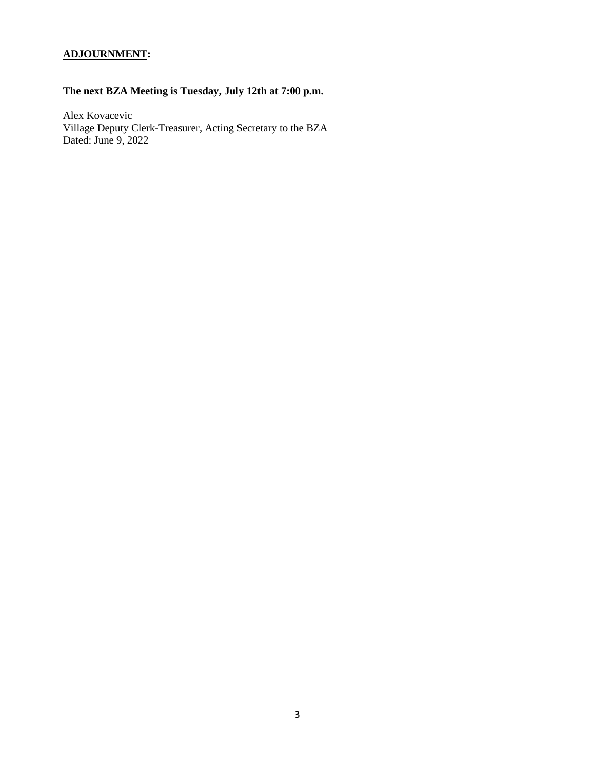**ADJOURNMENT:**

**The next BZA Meeting is Tuesday, July 12th at 7:00 p.m.**

Alex Kovacevic
Village Deputy Clerk-Treasurer, Acting Secretary to the BZA
Dated: June 9, 2022